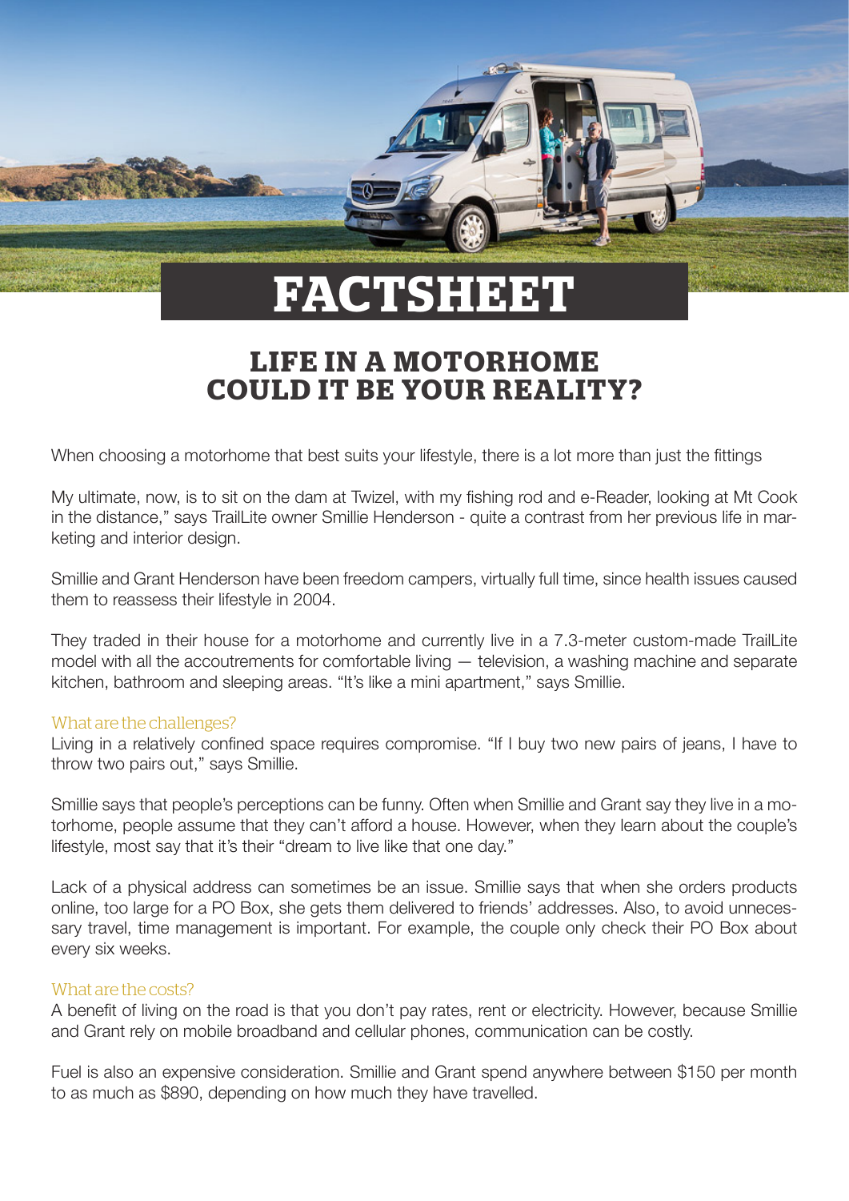# FACTSHEET

## LIFE IN A MOTORHOME
## COULD IT BE YOUR REALITY?

When choosing a motorhome that best suits your lifestyle, there is a lot more than just the fittings

My ultimate, now, is to sit on the dam at Twizel, with my fishing rod and e-Reader, looking at Mt Cook in the distance," says TrailLite owner Smillie Henderson - quite a contrast from her previous life in marketing and interior design.

Smillie and Grant Henderson have been freedom campers, virtually full time, since health issues caused them to reassess their lifestyle in 2004.

They traded in their house for a motorhome and currently live in a 7.3-meter custom-made TrailLite model with all the accoutrements for comfortable living — television, a washing machine and separate kitchen, bathroom and sleeping areas. "It's like a mini apartment," says Smillie.

### What are the challenges?

Living in a relatively confined space requires compromise. "If I buy two new pairs of jeans, I have to throw two pairs out," says Smillie.

Smillie says that people's perceptions can be funny. Often when Smillie and Grant say they live in a motorhome, people assume that they can't afford a house. However, when they learn about the couple's lifestyle, most say that it's their "dream to live like that one day."

Lack of a physical address can sometimes be an issue. Smillie says that when she orders products online, too large for a PO Box, she gets them delivered to friends' addresses. Also, to avoid unnecessary travel, time management is important. For example, the couple only check their PO Box about every six weeks.

### What are the costs?

A benefit of living on the road is that you don't pay rates, rent or electricity. However, because Smillie and Grant rely on mobile broadband and cellular phones, communication can be costly.

Fuel is also an expensive consideration. Smillie and Grant spend anywhere between $150 per month to as much as $890, depending on how much they have travelled.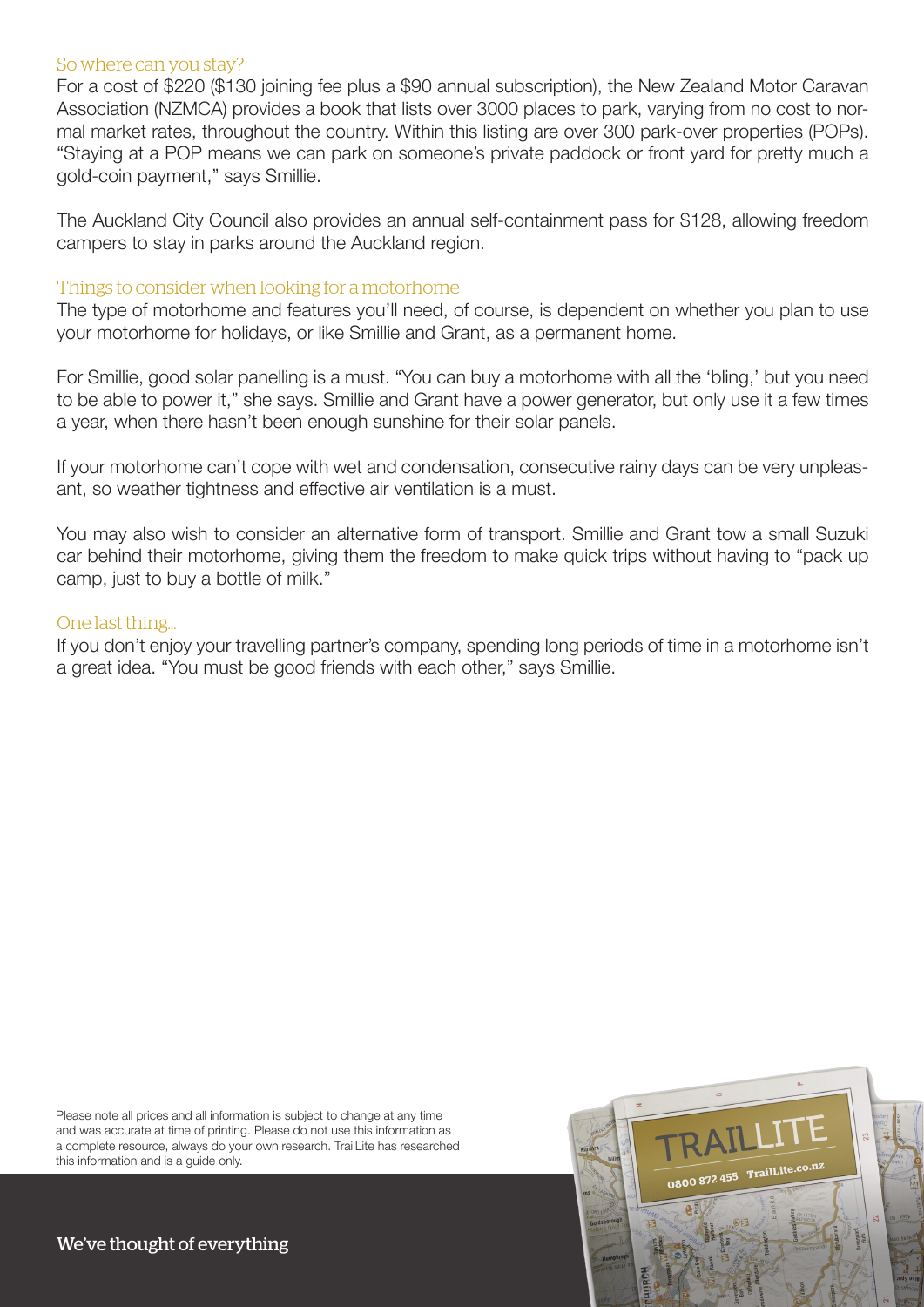## So where can you stay?

For a cost of $220 ($130 joining fee plus a $90 annual subscription), the New Zealand Motor Caravan Association (NZMCA) provides a book that lists over 3000 places to park, varying from no cost to normal market rates, throughout the country. Within this listing are over 300 park-over properties (POPs). "Staying at a POP means we can park on someone's private paddock or front yard for pretty much a gold-coin payment," says Smillie.

The Auckland City Council also provides an annual self-containment pass for $128, allowing freedom campers to stay in parks around the Auckland region.

## Things to consider when looking for a motorhome

The type of motorhome and features you'll need, of course, is dependent on whether you plan to use your motorhome for holidays, or like Smillie and Grant, as a permanent home.

For Smillie, good solar panelling is a must. "You can buy a motorhome with all the 'bling,' but you need to be able to power it," she says. Smillie and Grant have a power generator, but only use it a few times a year, when there hasn't been enough sunshine for their solar panels.

If your motorhome can't cope with wet and condensation, consecutive rainy days can be very unpleasant, so weather tightness and effective air ventilation is a must.

You may also wish to consider an alternative form of transport. Smillie and Grant tow a small Suzuki car behind their motorhome, giving them the freedom to make quick trips without having to "pack up camp, just to buy a bottle of milk."

## One last thing...

If you don't enjoy your travelling partner's company, spending long periods of time in a motorhome isn't a great idea. "You must be good friends with each other," says Smillie.

Please note all prices and all information is subject to change at any time and was accurate at time of printing. Please do not use this information as a complete resource, always do your own research. TrailLite has researched this information and is a guide only.

We've thought of everything

TRAILLITE

0800 872 455 TrailLite.co.nz